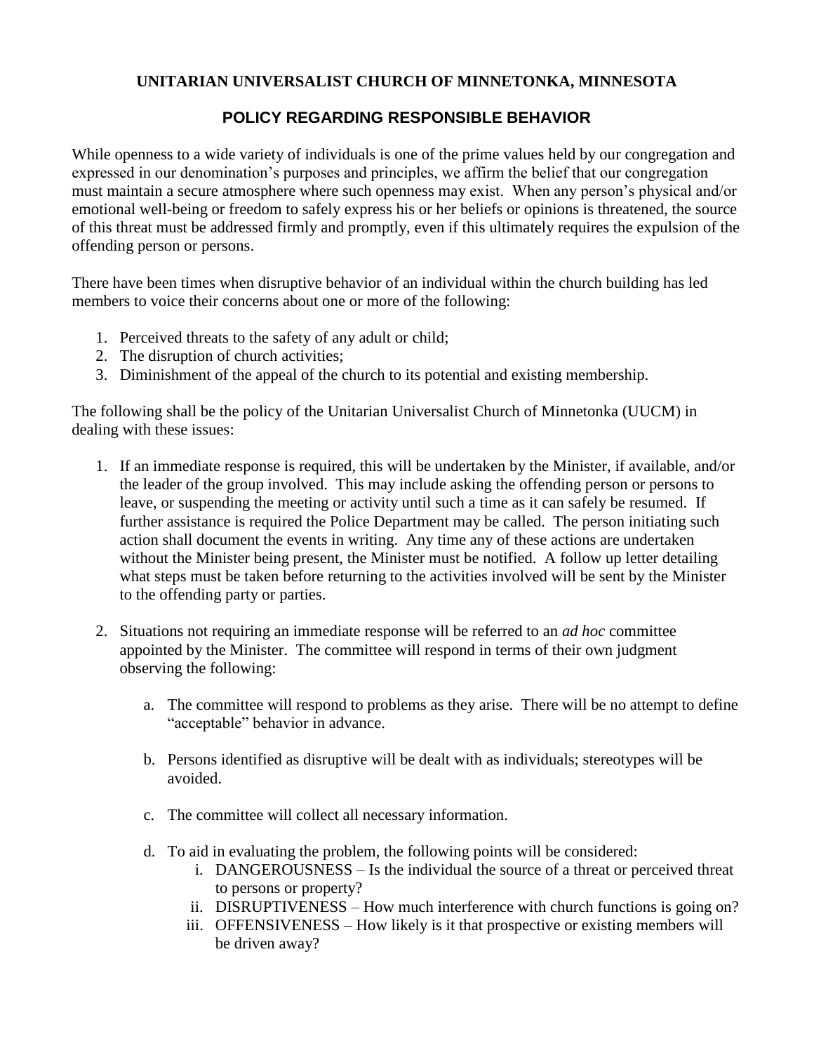# UNITARIAN UNIVERSALIST CHURCH OF MINNETONKA, MINNESOTA

## POLICY REGARDING RESPONSIBLE BEHAVIOR

While openness to a wide variety of individuals is one of the prime values held by our congregation and expressed in our denomination's purposes and principles, we affirm the belief that our congregation must maintain a secure atmosphere where such openness may exist. When any person's physical and/or emotional well-being or freedom to safely express his or her beliefs or opinions is threatened, the source of this threat must be addressed firmly and promptly, even if this ultimately requires the expulsion of the offending person or persons.

There have been times when disruptive behavior of an individual within the church building has led members to voice their concerns about one or more of the following:

1. Perceived threats to the safety of any adult or child;
2. The disruption of church activities;
3. Diminishment of the appeal of the church to its potential and existing membership.

The following shall be the policy of the Unitarian Universalist Church of Minnetonka (UUCM) in dealing with these issues:

1. If an immediate response is required, this will be undertaken by the Minister, if available, and/or the leader of the group involved. This may include asking the offending person or persons to leave, or suspending the meeting or activity until such a time as it can safely be resumed. If further assistance is required the Police Department may be called. The person initiating such action shall document the events in writing. Any time any of these actions are undertaken without the Minister being present, the Minister must be notified. A follow up letter detailing what steps must be taken before returning to the activities involved will be sent by the Minister to the offending party or parties.

2. Situations not requiring an immediate response will be referred to an *ad hoc* committee appointed by the Minister. The committee will respond in terms of their own judgment observing the following:

    a. The committee will respond to problems as they arise. There will be no attempt to define "acceptable" behavior in advance.

    b. Persons identified as disruptive will be dealt with as individuals; stereotypes will be avoided.

    c. The committee will collect all necessary information.

    d. To aid in evaluating the problem, the following points will be considered:
        i. DANGEROUSNESS – Is the individual the source of a threat or perceived threat to persons or property?
        ii. DISRUPTIVENESS – How much interference with church functions is going on?
        iii. OFFENSIVENESS – How likely is it that prospective or existing members will be driven away?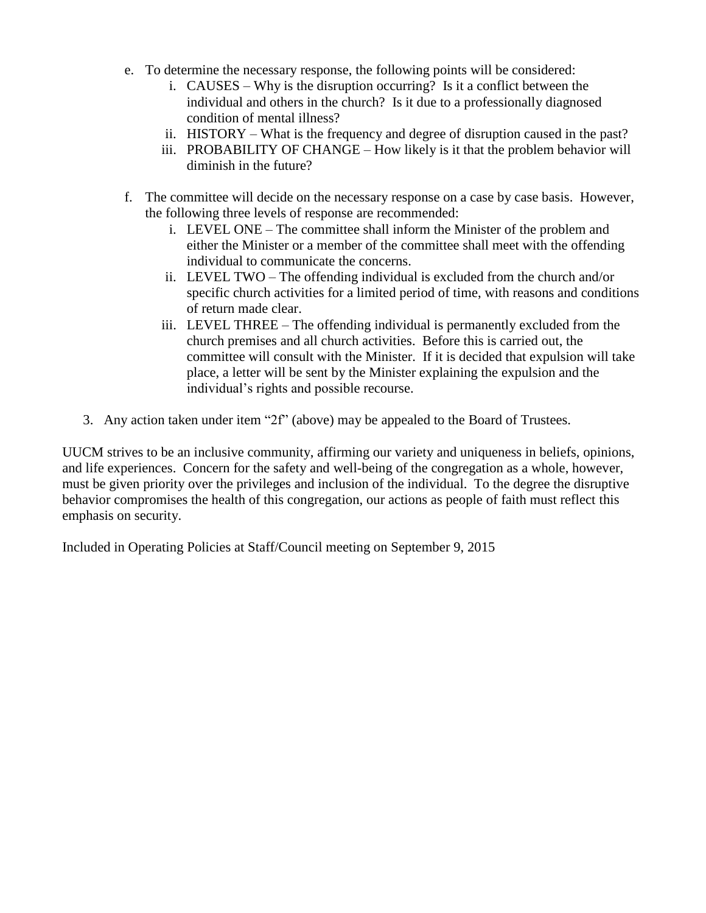e. To determine the necessary response, the following points will be considered:
   i. CAUSES – Why is the disruption occurring? Is it a conflict between the individual and others in the church? Is it due to a professionally diagnosed condition of mental illness?
   ii. HISTORY – What is the frequency and degree of disruption caused in the past?
   iii. PROBABILITY OF CHANGE – How likely is it that the problem behavior will diminish in the future?

f. The committee will decide on the necessary response on a case by case basis. However, the following three levels of response are recommended:
   i. LEVEL ONE – The committee shall inform the Minister of the problem and either the Minister or a member of the committee shall meet with the offending individual to communicate the concerns.
   ii. LEVEL TWO – The offending individual is excluded from the church and/or specific church activities for a limited period of time, with reasons and conditions of return made clear.
   iii. LEVEL THREE – The offending individual is permanently excluded from the church premises and all church activities. Before this is carried out, the committee will consult with the Minister. If it is decided that expulsion will take place, a letter will be sent by the Minister explaining the expulsion and the individual's rights and possible recourse.

3. Any action taken under item "2f" (above) may be appealed to the Board of Trustees.

UUCM strives to be an inclusive community, affirming our variety and uniqueness in beliefs, opinions, and life experiences. Concern for the safety and well-being of the congregation as a whole, however, must be given priority over the privileges and inclusion of the individual. To the degree the disruptive behavior compromises the health of this congregation, our actions as people of faith must reflect this emphasis on security.

Included in Operating Policies at Staff/Council meeting on September 9, 2015